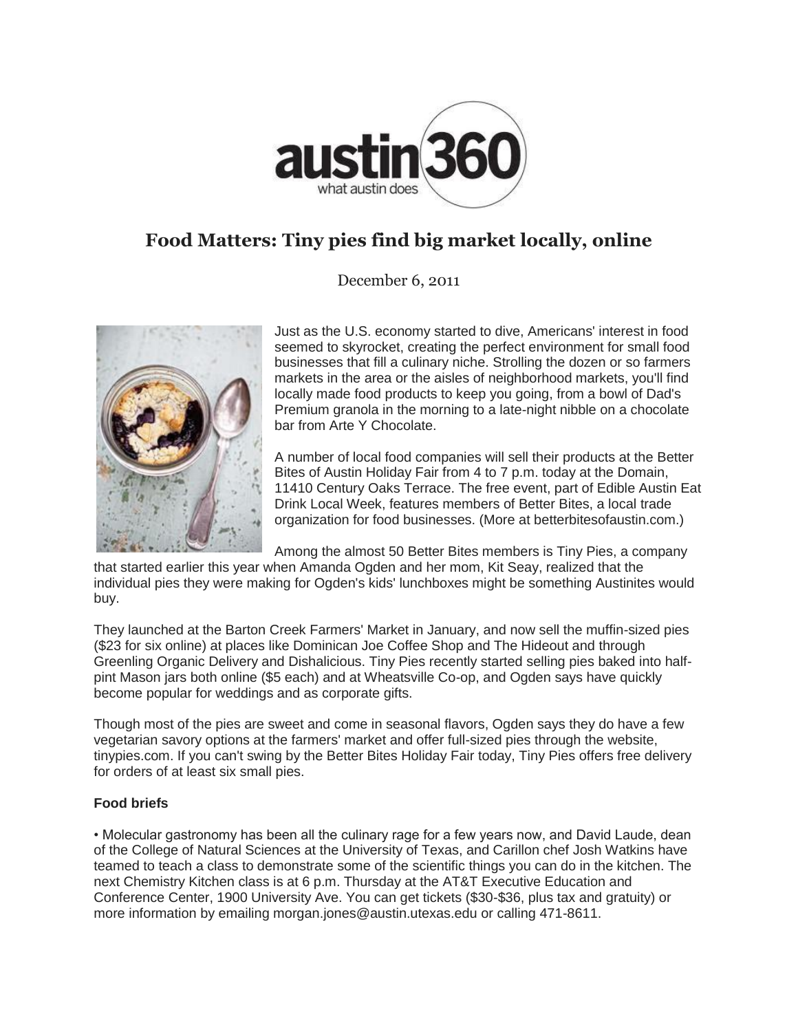austin360
what austin does

# Food Matters: Tiny pies find big market locally, online

December 6, 2011

Just as the U.S. economy started to dive, Americans' interest in food seemed to skyrocket, creating the perfect environment for small food businesses that fill a culinary niche. Strolling the dozen or so farmers markets in the area or the aisles of neighborhood markets, you'll find locally made food products to keep you going, from a bowl of Dad's Premium granola in the morning to a late-night nibble on a chocolate bar from Arte Y Chocolate.

A number of local food companies will sell their products at the Better Bites of Austin Holiday Fair from 4 to 7 p.m. today at the Domain, 11410 Century Oaks Terrace. The free event, part of Edible Austin Eat Drink Local Week, features members of Better Bites, a local trade organization for food businesses. (More at betterbitesofaustin.com.)

Among the almost 50 Better Bites members is Tiny Pies, a company that started earlier this year when Amanda Ogden and her mom, Kit Seay, realized that the individual pies they were making for Ogden's kids' lunchboxes might be something Austinites would buy.

They launched at the Barton Creek Farmers' Market in January, and now sell the muffin-sized pies ($23 for six online) at places like Dominican Joe Coffee Shop and The Hideout and through Greenling Organic Delivery and Dishalicious. Tiny Pies recently started selling pies baked into half-pint Mason jars both online ($5 each) and at Wheatsville Co-op, and Ogden says have quickly become popular for weddings and as corporate gifts.

Though most of the pies are sweet and come in seasonal flavors, Ogden says they do have a few vegetarian savory options at the farmers' market and offer full-sized pies through the website, tinypies.com. If you can't swing by the Better Bites Holiday Fair today, Tiny Pies offers free delivery for orders of at least six small pies.

**Food briefs**

• Molecular gastronomy has been all the culinary rage for a few years now, and David Laude, dean of the College of Natural Sciences at the University of Texas, and Carillon chef Josh Watkins have teamed to teach a class to demonstrate some of the scientific things you can do in the kitchen. The next Chemistry Kitchen class is at 6 p.m. Thursday at the AT&T Executive Education and Conference Center, 1900 University Ave. You can get tickets ($30-$36, plus tax and gratuity) or more information by emailing morgan.jones@austin.utexas.edu or calling 471-8611.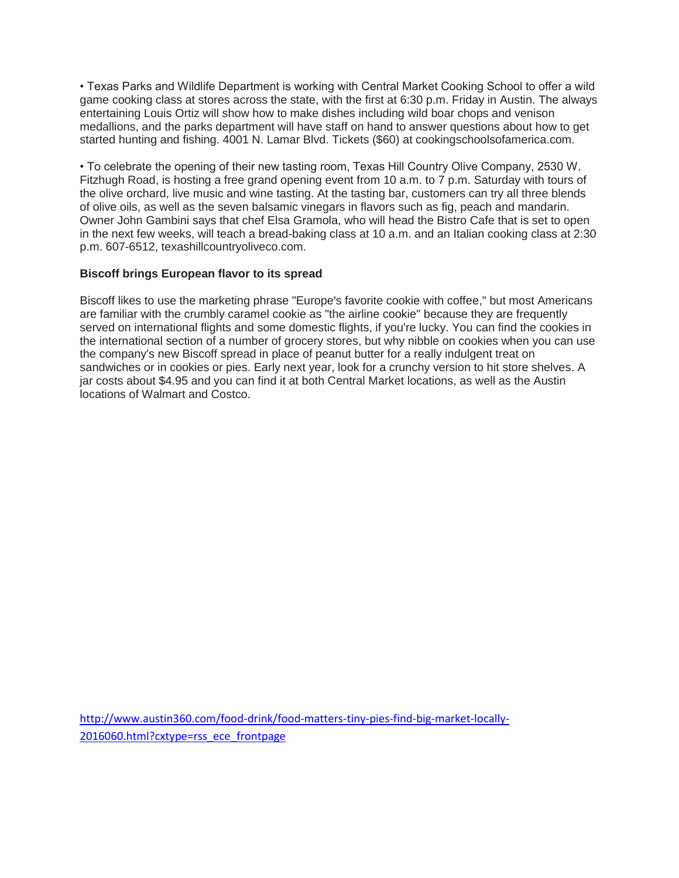• Texas Parks and Wildlife Department is working with Central Market Cooking School to offer a wild game cooking class at stores across the state, with the first at 6:30 p.m. Friday in Austin. The always entertaining Louis Ortiz will show how to make dishes including wild boar chops and venison medallions, and the parks department will have staff on hand to answer questions about how to get started hunting and fishing. 4001 N. Lamar Blvd. Tickets ($60) at cookingschoolsofamerica.com.

• To celebrate the opening of their new tasting room, Texas Hill Country Olive Company, 2530 W. Fitzhugh Road, is hosting a free grand opening event from 10 a.m. to 7 p.m. Saturday with tours of the olive orchard, live music and wine tasting. At the tasting bar, customers can try all three blends of olive oils, as well as the seven balsamic vinegars in flavors such as fig, peach and mandarin. Owner John Gambini says that chef Elsa Gramola, who will head the Bistro Cafe that is set to open in the next few weeks, will teach a bread-baking class at 10 a.m. and an Italian cooking class at 2:30 p.m. 607-6512, texashillcountryoliveco.com.

**Biscoff brings European flavor to its spread**

Biscoff likes to use the marketing phrase "Europe's favorite cookie with coffee," but most Americans are familiar with the crumbly caramel cookie as "the airline cookie" because they are frequently served on international flights and some domestic flights, if you're lucky. You can find the cookies in the international section of a number of grocery stores, but why nibble on cookies when you can use the company's new Biscoff spread in place of peanut butter for a really indulgent treat on sandwiches or in cookies or pies. Early next year, look for a crunchy version to hit store shelves. A jar costs about $4.95 and you can find it at both Central Market locations, as well as the Austin locations of Walmart and Costco.

http://www.austin360.com/food-drink/food-matters-tiny-pies-find-big-market-locally-2016060.html?cxtype=rss_ece_frontpage